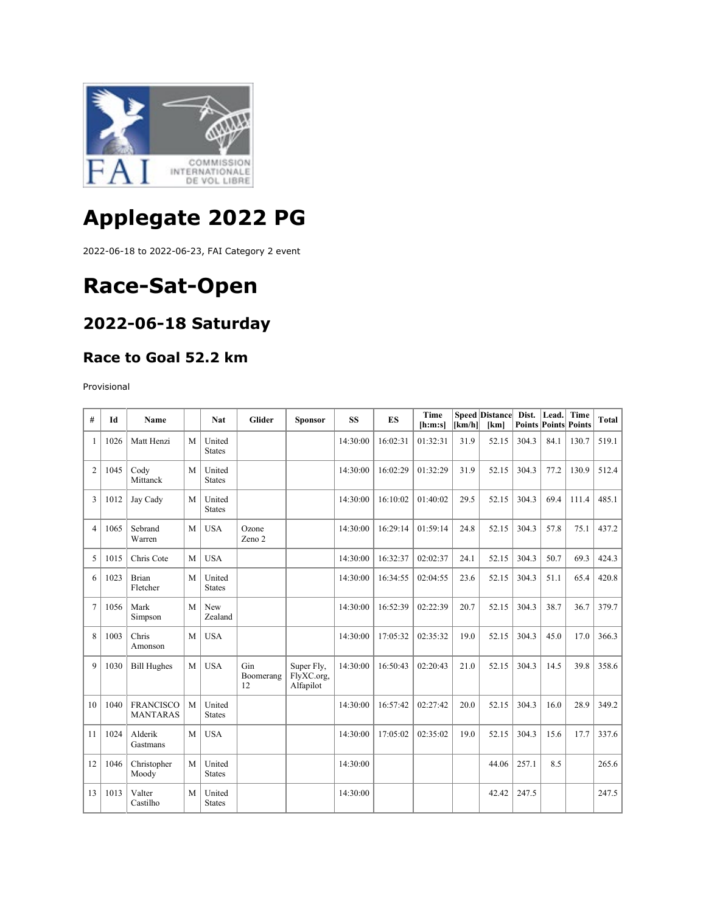# Applegate 2022 PG

2022-06-18 to 2022-06-23, FAI Category 2 event

# Race-Sat-Open

## 2022-06-18 Saturday

### Race to Goal 52.2 km

Provisional

| # | Id | Name | | Nat | Glider | Sponsor | SS | ES | Time [h:m:s] | Speed [km/h] | Distance [km] | Dist. Points | Lead. Points | Time Points | Total |
|---|---|---|---|---|---|---|---|---|---|---|---|---|---|---|---|
| 1 | 1026 | Matt Henzi | M | United States | | | 14:30:00 | 16:02:31 | 01:32:31 | 31.9 | 52.15 | 304.3 | 84.1 | 130.7 | 519.1 |
| 2 | 1045 | Cody Mittanck | M | United States | | | 14:30:00 | 16:02:29 | 01:32:29 | 31.9 | 52.15 | 304.3 | 77.2 | 130.9 | 512.4 |
| 3 | 1012 | Jay Cady | M | United States | | | 14:30:00 | 16:10:02 | 01:40:02 | 29.5 | 52.15 | 304.3 | 69.4 | 111.4 | 485.1 |
| 4 | 1065 | Sebrand Warren | M | USA | Ozone Zeno 2 | | 14:30:00 | 16:29:14 | 01:59:14 | 24.8 | 52.15 | 304.3 | 57.8 | 75.1 | 437.2 |
| 5 | 1015 | Chris Cote | M | USA | | | 14:30:00 | 16:32:37 | 02:02:37 | 24.1 | 52.15 | 304.3 | 50.7 | 69.3 | 424.3 |
| 6 | 1023 | Brian Fletcher | M | United States | | | 14:30:00 | 16:34:55 | 02:04:55 | 23.6 | 52.15 | 304.3 | 51.1 | 65.4 | 420.8 |
| 7 | 1056 | Mark Simpson | M | New Zealand | | | 14:30:00 | 16:52:39 | 02:22:39 | 20.7 | 52.15 | 304.3 | 38.7 | 36.7 | 379.7 |
| 8 | 1003 | Chris Amonson | M | USA | | | 14:30:00 | 17:05:32 | 02:35:32 | 19.0 | 52.15 | 304.3 | 45.0 | 17.0 | 366.3 |
| 9 | 1030 | Bill Hughes | M | USA | Gin Boomerang 12 | Super Fly, FlyXC.org, Alfapilot | 14:30:00 | 16:50:43 | 02:20:43 | 21.0 | 52.15 | 304.3 | 14.5 | 39.8 | 358.6 |
| 10 | 1040 | FRANCISCO MANTARAS | M | United States | | | 14:30:00 | 16:57:42 | 02:27:42 | 20.0 | 52.15 | 304.3 | 16.0 | 28.9 | 349.2 |
| 11 | 1024 | Alderik Gastmans | M | USA | | | 14:30:00 | 17:05:02 | 02:35:02 | 19.0 | 52.15 | 304.3 | 15.6 | 17.7 | 337.6 |
| 12 | 1046 | Christopher Moody | M | United States | | | 14:30:00 | | | | 44.06 | 257.1 | 8.5 | | 265.6 |
| 13 | 1013 | Valter Castilho | M | United States | | | 14:30:00 | | | | 42.42 | 247.5 | | | 247.5 |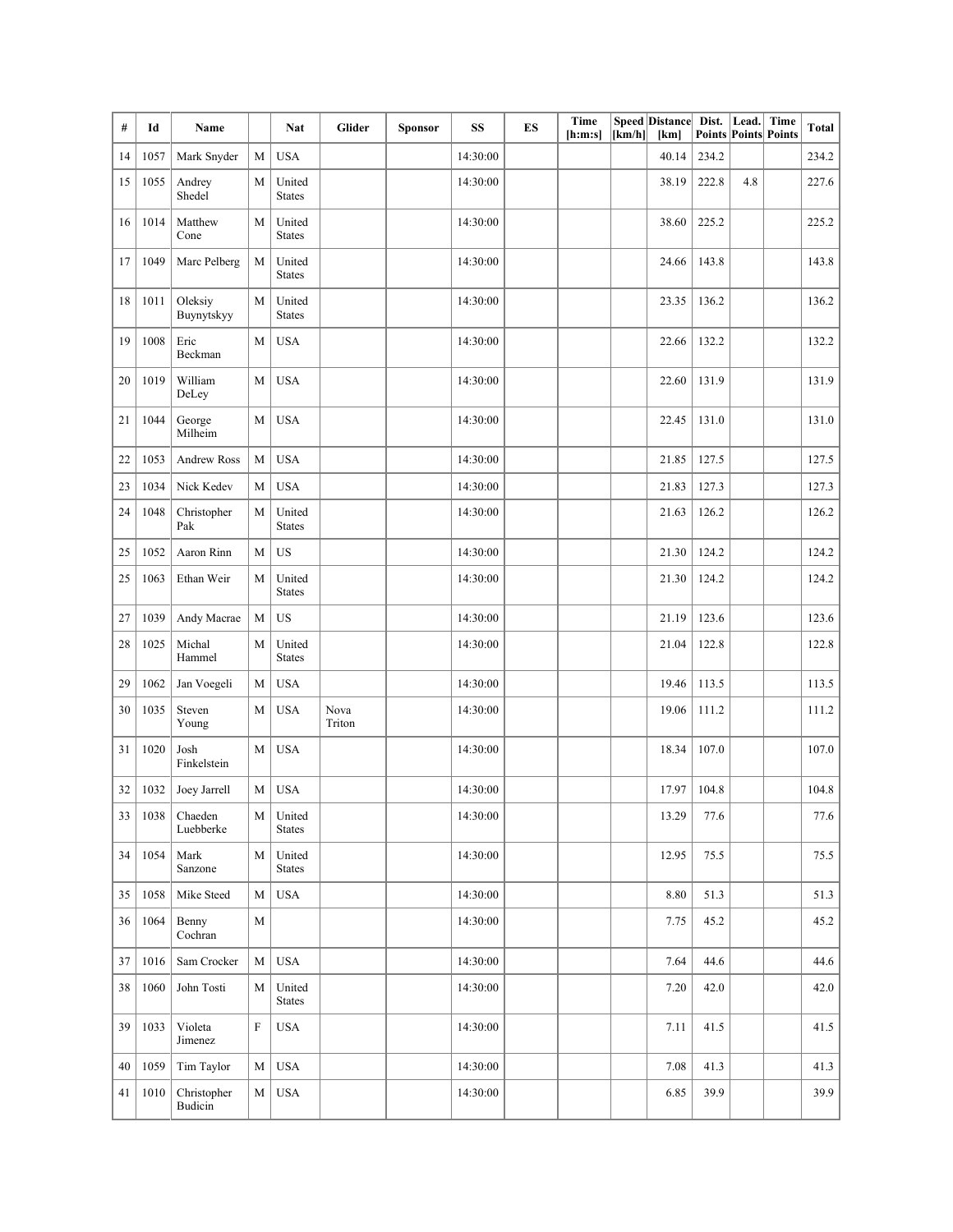| # | Id | Name | | Nat | Glider | Sponsor | SS | ES | Time [h:m:s] | Speed [km/h] | Distance [km] | Dist. Points | Lead. Points | Time Points | Total |
|---|---|---|---|---|---|---|---|---|---|---|---|---|---|---|---|
| 14 | 1057 | Mark Snyder | M | USA | | | 14:30:00 | | | | 40.14 | 234.2 | | | 234.2 |
| 15 | 1055 | Andrey Shedel | M | United States | | | 14:30:00 | | | | 38.19 | 222.8 | 4.8 | | 227.6 |
| 16 | 1014 | Matthew Cone | M | United States | | | 14:30:00 | | | | 38.60 | 225.2 | | | 225.2 |
| 17 | 1049 | Marc Pelberg | M | United States | | | 14:30:00 | | | | 24.66 | 143.8 | | | 143.8 |
| 18 | 1011 | Oleksiy Buynytskyy | M | United States | | | 14:30:00 | | | | 23.35 | 136.2 | | | 136.2 |
| 19 | 1008 | Eric Beckman | M | USA | | | 14:30:00 | | | | 22.66 | 132.2 | | | 132.2 |
| 20 | 1019 | William DeLey | M | USA | | | 14:30:00 | | | | 22.60 | 131.9 | | | 131.9 |
| 21 | 1044 | George Milheim | M | USA | | | 14:30:00 | | | | 22.45 | 131.0 | | | 131.0 |
| 22 | 1053 | Andrew Ross | M | USA | | | 14:30:00 | | | | 21.85 | 127.5 | | | 127.5 |
| 23 | 1034 | Nick Kedev | M | USA | | | 14:30:00 | | | | 21.83 | 127.3 | | | 127.3 |
| 24 | 1048 | Christopher Pak | M | United States | | | 14:30:00 | | | | 21.63 | 126.2 | | | 126.2 |
| 25 | 1052 | Aaron Rinn | M | US | | | 14:30:00 | | | | 21.30 | 124.2 | | | 124.2 |
| 25 | 1063 | Ethan Weir | M | United States | | | 14:30:00 | | | | 21.30 | 124.2 | | | 124.2 |
| 27 | 1039 | Andy Macrae | M | US | | | 14:30:00 | | | | 21.19 | 123.6 | | | 123.6 |
| 28 | 1025 | Michal Hammel | M | United States | | | 14:30:00 | | | | 21.04 | 122.8 | | | 122.8 |
| 29 | 1062 | Jan Voegeli | M | USA | | | 14:30:00 | | | | 19.46 | 113.5 | | | 113.5 |
| 30 | 1035 | Steven Young | M | USA | Nova Triton | | 14:30:00 | | | | 19.06 | 111.2 | | | 111.2 |
| 31 | 1020 | Josh Finkelstein | M | USA | | | 14:30:00 | | | | 18.34 | 107.0 | | | 107.0 |
| 32 | 1032 | Joey Jarrell | M | USA | | | 14:30:00 | | | | 17.97 | 104.8 | | | 104.8 |
| 33 | 1038 | Chaeden Luebberke | M | United States | | | 14:30:00 | | | | 13.29 | 77.6 | | | 77.6 |
| 34 | 1054 | Mark Sanzone | M | United States | | | 14:30:00 | | | | 12.95 | 75.5 | | | 75.5 |
| 35 | 1058 | Mike Steed | M | USA | | | 14:30:00 | | | | 8.80 | 51.3 | | | 51.3 |
| 36 | 1064 | Benny Cochran | M | | | | 14:30:00 | | | | 7.75 | 45.2 | | | 45.2 |
| 37 | 1016 | Sam Crocker | M | USA | | | 14:30:00 | | | | 7.64 | 44.6 | | | 44.6 |
| 38 | 1060 | John Tosti | M | United States | | | 14:30:00 | | | | 7.20 | 42.0 | | | 42.0 |
| 39 | 1033 | Violeta Jimenez | F | USA | | | 14:30:00 | | | | 7.11 | 41.5 | | | 41.5 |
| 40 | 1059 | Tim Taylor | M | USA | | | 14:30:00 | | | | 7.08 | 41.3 | | | 41.3 |
| 41 | 1010 | Christopher Budicin | M | USA | | | 14:30:00 | | | | 6.85 | 39.9 | | | 39.9 |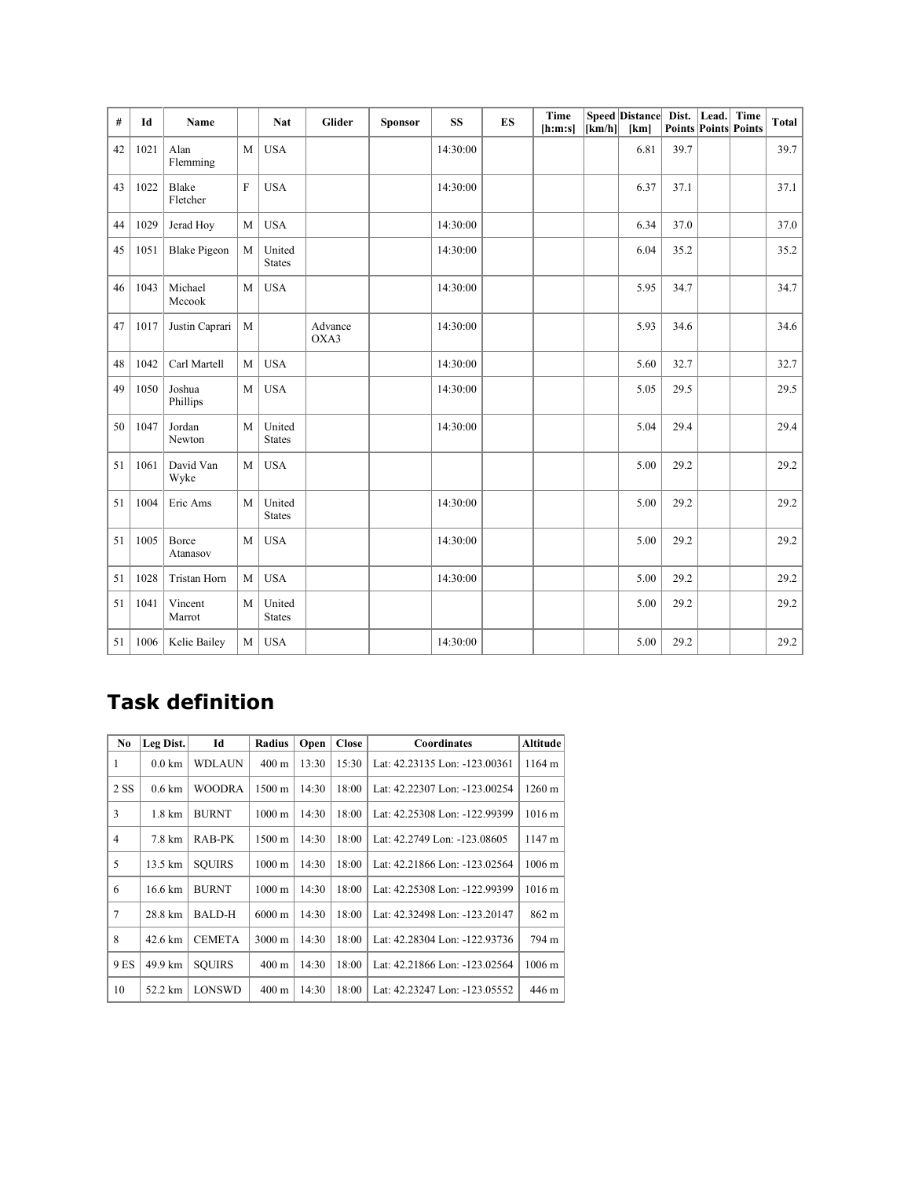| # | Id | Name | | Nat | Glider | Sponsor | SS | ES | Time [h:m:s] | Speed [km/h] | Distance [km] | Dist. Points | Lead. Points | Time Points | Total |
|---|---|---|---|---|---|---|---|---|---|---|---|---|---|---|---|
| 42 | 1021 | Alan Flemming | M | USA | | | 14:30:00 | | | | 6.81 | 39.7 | | | 39.7 |
| 43 | 1022 | Blake Fletcher | F | USA | | | 14:30:00 | | | | 6.37 | 37.1 | | | 37.1 |
| 44 | 1029 | Jerad Hoy | M | USA | | | 14:30:00 | | | | 6.34 | 37.0 | | | 37.0 |
| 45 | 1051 | Blake Pigeon | M | United States | | | 14:30:00 | | | | 6.04 | 35.2 | | | 35.2 |
| 46 | 1043 | Michael Mccook | M | USA | | | 14:30:00 | | | | 5.95 | 34.7 | | | 34.7 |
| 47 | 1017 | Justin Caprari | M | | Advance OXA3 | | 14:30:00 | | | | 5.93 | 34.6 | | | 34.6 |
| 48 | 1042 | Carl Martell | M | USA | | | 14:30:00 | | | | 5.60 | 32.7 | | | 32.7 |
| 49 | 1050 | Joshua Phillips | M | USA | | | 14:30:00 | | | | 5.05 | 29.5 | | | 29.5 |
| 50 | 1047 | Jordan Newton | M | United States | | | 14:30:00 | | | | 5.04 | 29.4 | | | 29.4 |
| 51 | 1061 | David Van Wyke | M | USA | | | | | | | 5.00 | 29.2 | | | 29.2 |
| 51 | 1004 | Eric Ams | M | United States | | | 14:30:00 | | | | 5.00 | 29.2 | | | 29.2 |
| 51 | 1005 | Borce Atanasov | M | USA | | | 14:30:00 | | | | 5.00 | 29.2 | | | 29.2 |
| 51 | 1028 | Tristan Horn | M | USA | | | 14:30:00 | | | | 5.00 | 29.2 | | | 29.2 |
| 51 | 1041 | Vincent Marrot | M | United States | | | | | | | 5.00 | 29.2 | | | 29.2 |
| 51 | 1006 | Kelie Bailey | M | USA | | | 14:30:00 | | | | 5.00 | 29.2 | | | 29.2 |

## Task definition

| No | Leg Dist. | Id | Radius | Open | Close | Coordinates | Altitude |
|---|---|---|---|---|---|---|---|
| 1 | 0.0 km | WDLAUN | 400 m | 13:30 | 15:30 | Lat: 42.23135 Lon: -123.00361 | 1164 m |
| 2 SS | 0.6 km | WOODRA | 1500 m | 14:30 | 18:00 | Lat: 42.22307 Lon: -123.00254 | 1260 m |
| 3 | 1.8 km | BURNT | 1000 m | 14:30 | 18:00 | Lat: 42.25308 Lon: -122.99399 | 1016 m |
| 4 | 7.8 km | RAB-PK | 1500 m | 14:30 | 18:00 | Lat: 42.2749 Lon: -123.08605 | 1147 m |
| 5 | 13.5 km | SQUIRS | 1000 m | 14:30 | 18:00 | Lat: 42.21866 Lon: -123.02564 | 1006 m |
| 6 | 16.6 km | BURNT | 1000 m | 14:30 | 18:00 | Lat: 42.25308 Lon: -122.99399 | 1016 m |
| 7 | 28.8 km | BALD-H | 6000 m | 14:30 | 18:00 | Lat: 42.32498 Lon: -123.20147 | 862 m |
| 8 | 42.6 km | CEMETA | 3000 m | 14:30 | 18:00 | Lat: 42.28304 Lon: -122.93736 | 794 m |
| 9 ES | 49.9 km | SQUIRS | 400 m | 14:30 | 18:00 | Lat: 42.21866 Lon: -123.02564 | 1006 m |
| 10 | 52.2 km | LONSWD | 400 m | 14:30 | 18:00 | Lat: 42.23247 Lon: -123.05552 | 446 m |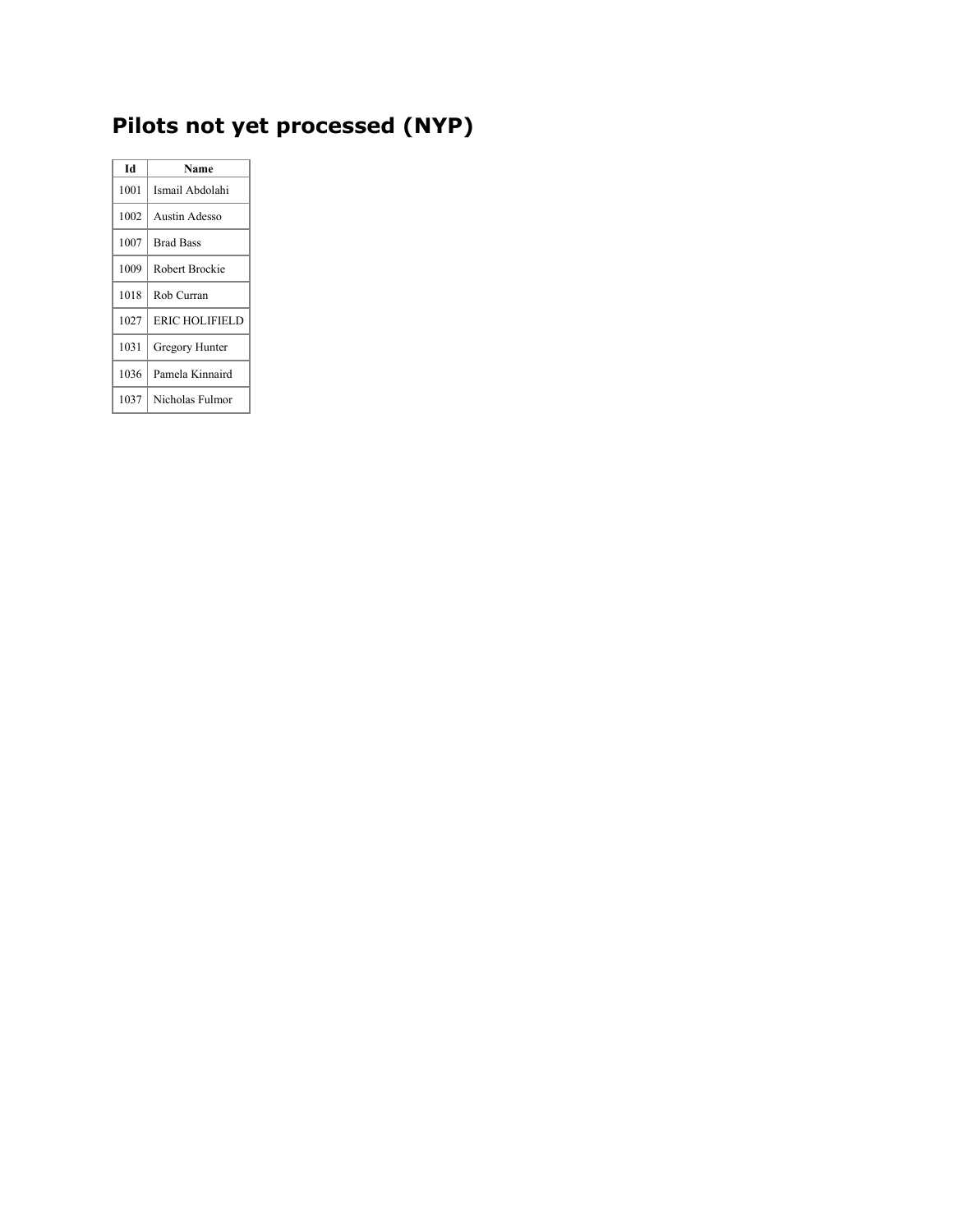## Pilots not yet processed (NYP)

| Id | Name |
|---|---|
| 1001 | Ismail Abdolahi |
| 1002 | Austin Adesso |
| 1007 | Brad Bass |
| 1009 | Robert Brockie |
| 1018 | Rob Curran |
| 1027 | ERIC HOLIFIELD |
| 1031 | Gregory Hunter |
| 1036 | Pamela Kinnaird |
| 1037 | Nicholas Fulmor |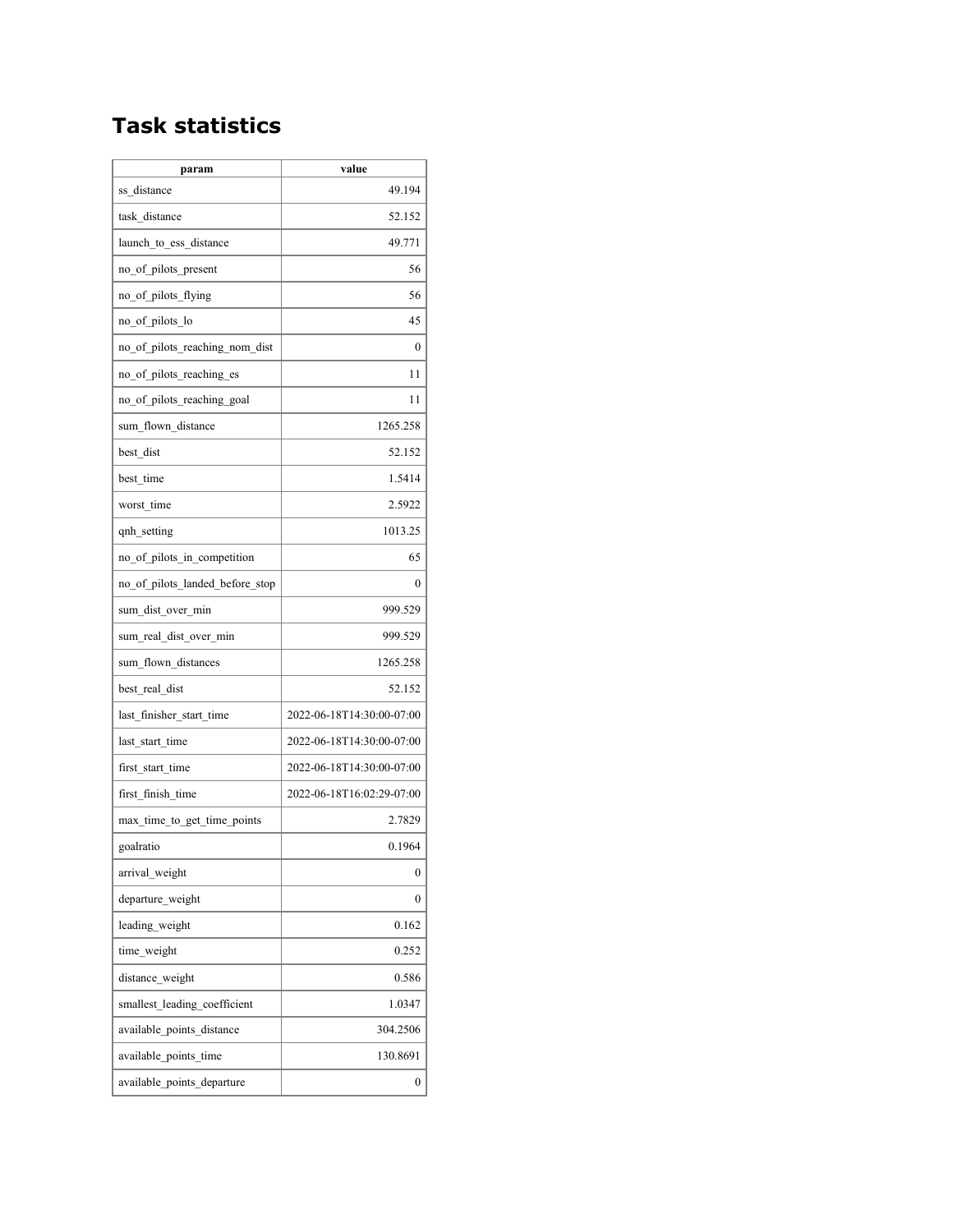# Task statistics

| param | value |
|---|---|
| ss_distance | 49.194 |
| task_distance | 52.152 |
| launch_to_ess_distance | 49.771 |
| no_of_pilots_present | 56 |
| no_of_pilots_flying | 56 |
| no_of_pilots_lo | 45 |
| no_of_pilots_reaching_nom_dist | 0 |
| no_of_pilots_reaching_es | 11 |
| no_of_pilots_reaching_goal | 11 |
| sum_flown_distance | 1265.258 |
| best_dist | 52.152 |
| best_time | 1.5414 |
| worst_time | 2.5922 |
| qnh_setting | 1013.25 |
| no_of_pilots_in_competition | 65 |
| no_of_pilots_landed_before_stop | 0 |
| sum_dist_over_min | 999.529 |
| sum_real_dist_over_min | 999.529 |
| sum_flown_distances | 1265.258 |
| best_real_dist | 52.152 |
| last_finisher_start_time | 2022-06-18T14:30:00-07:00 |
| last_start_time | 2022-06-18T14:30:00-07:00 |
| first_start_time | 2022-06-18T14:30:00-07:00 |
| first_finish_time | 2022-06-18T16:02:29-07:00 |
| max_time_to_get_time_points | 2.7829 |
| goalratio | 0.1964 |
| arrival_weight | 0 |
| departure_weight | 0 |
| leading_weight | 0.162 |
| time_weight | 0.252 |
| distance_weight | 0.586 |
| smallest_leading_coefficient | 1.0347 |
| available_points_distance | 304.2506 |
| available_points_time | 130.8691 |
| available_points_departure | 0 |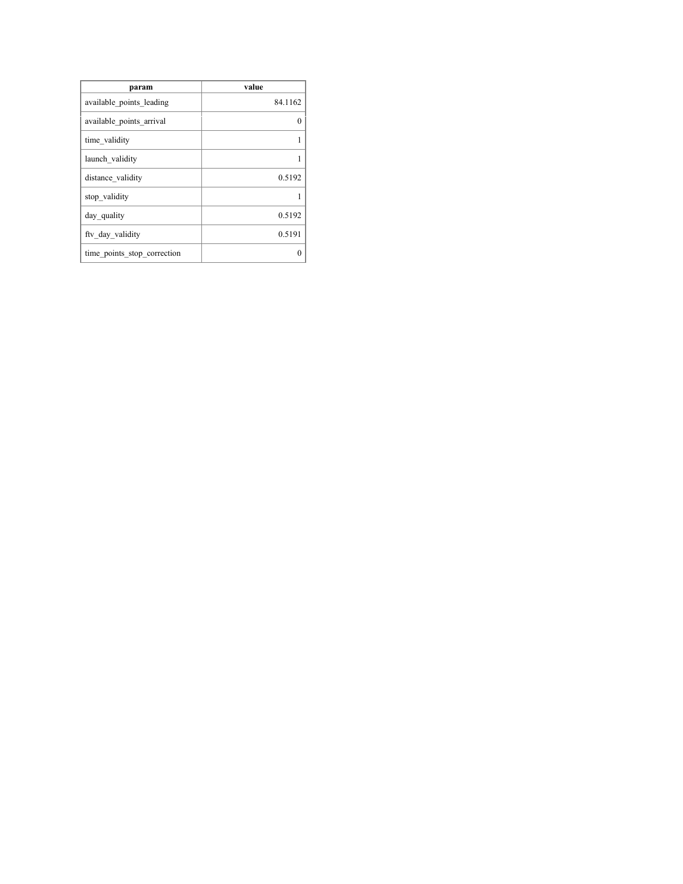| param | value |
|---|---|
| available_points_leading | 84.1162 |
| available_points_arrival | 0 |
| time_validity | 1 |
| launch_validity | 1 |
| distance_validity | 0.5192 |
| stop_validity | 1 |
| day_quality | 0.5192 |
| ftv_day_validity | 0.5191 |
| time_points_stop_correction | 0 |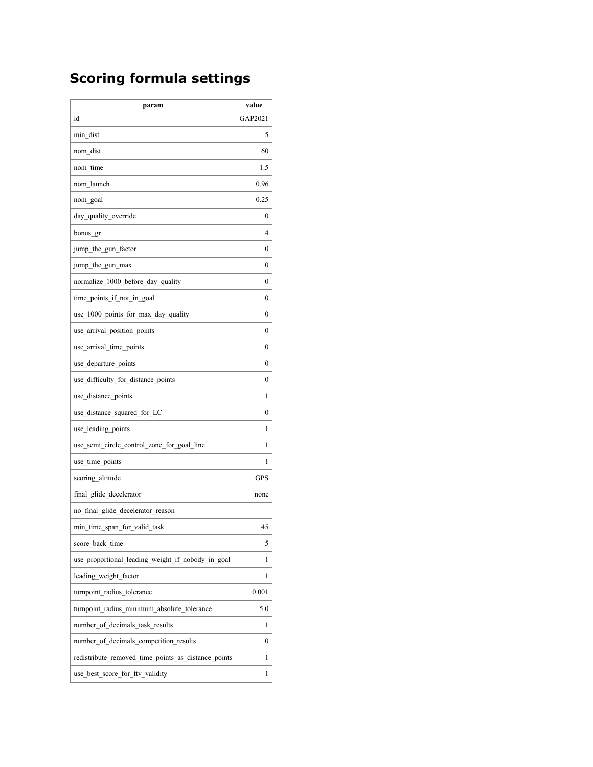## Scoring formula settings

| param | value |
|---|---|
| id | GAP2021 |
| min_dist | 5 |
| nom_dist | 60 |
| nom_time | 1.5 |
| nom_launch | 0.96 |
| nom_goal | 0.25 |
| day_quality_override | 0 |
| bonus_gr | 4 |
| jump_the_gun_factor | 0 |
| jump_the_gun_max | 0 |
| normalize_1000_before_day_quality | 0 |
| time_points_if_not_in_goal | 0 |
| use_1000_points_for_max_day_quality | 0 |
| use_arrival_position_points | 0 |
| use_arrival_time_points | 0 |
| use_departure_points | 0 |
| use_difficulty_for_distance_points | 0 |
| use_distance_points | 1 |
| use_distance_squared_for_LC | 0 |
| use_leading_points | 1 |
| use_semi_circle_control_zone_for_goal_line | 1 |
| use_time_points | 1 |
| scoring_altitude | GPS |
| final_glide_decelerator | none |
| no_final_glide_decelerator_reason | |
| min_time_span_for_valid_task | 45 |
| score_back_time | 5 |
| use_proportional_leading_weight_if_nobody_in_goal | 1 |
| leading_weight_factor | 1 |
| turnpoint_radius_tolerance | 0.001 |
| turnpoint_radius_minimum_absolute_tolerance | 5.0 |
| number_of_decimals_task_results | 1 |
| number_of_decimals_competition_results | 0 |
| redistribute_removed_time_points_as_distance_points | 1 |
| use_best_score_for_ftv_validity | 1 |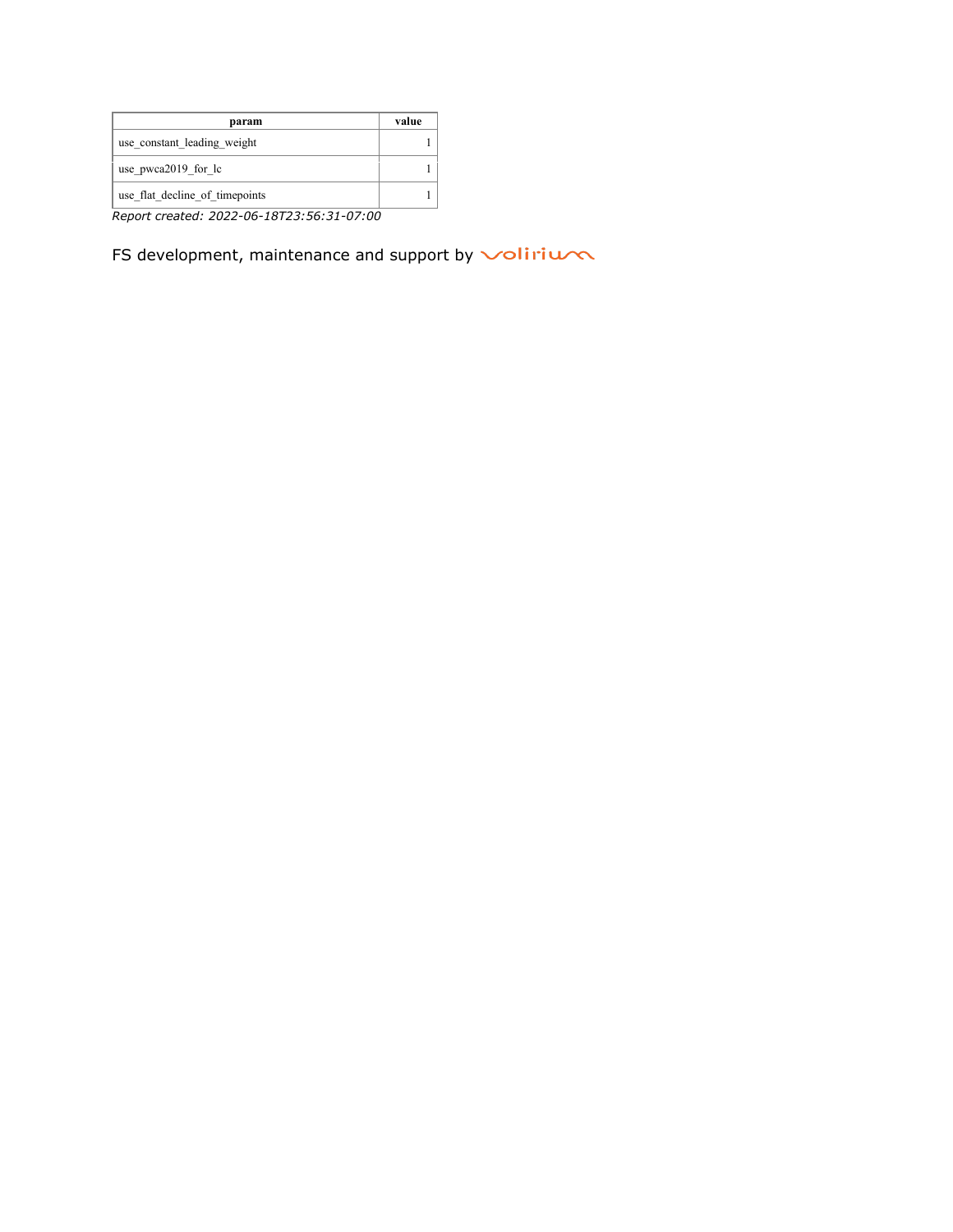| param | value |
| --- | --- |
| use_constant_leading_weight | 1 |
| use_pwca2019_for_lc | 1 |
| use_flat_decline_of_timepoints | 1 |

*Report created: 2022-06-18T23:56:31-07:00*

FS development, maintenance and support by volirium